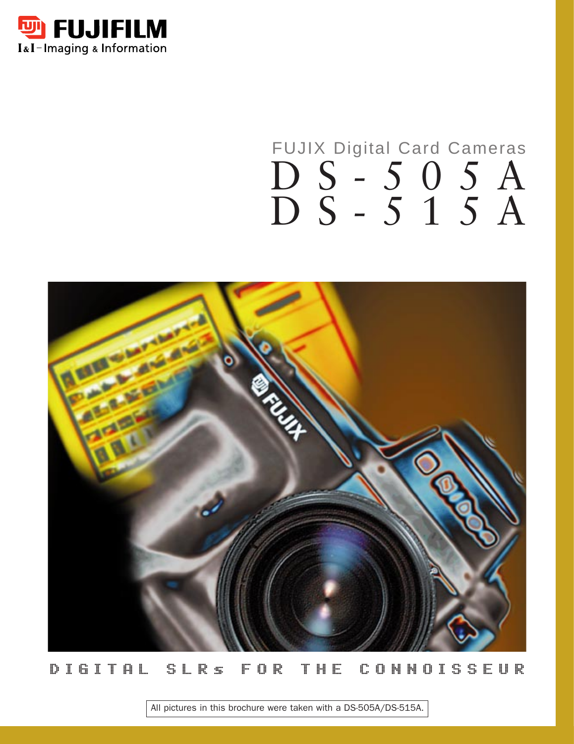FUJIFILM
I&I – Imaging & Information

# FUJIX Digital Card Cameras
# DS-505A
# DS-515A

DIGITAL SLRs FOR THE CONNOISSEUR

All pictures in this brochure were taken with a DS-505A/DS-515A.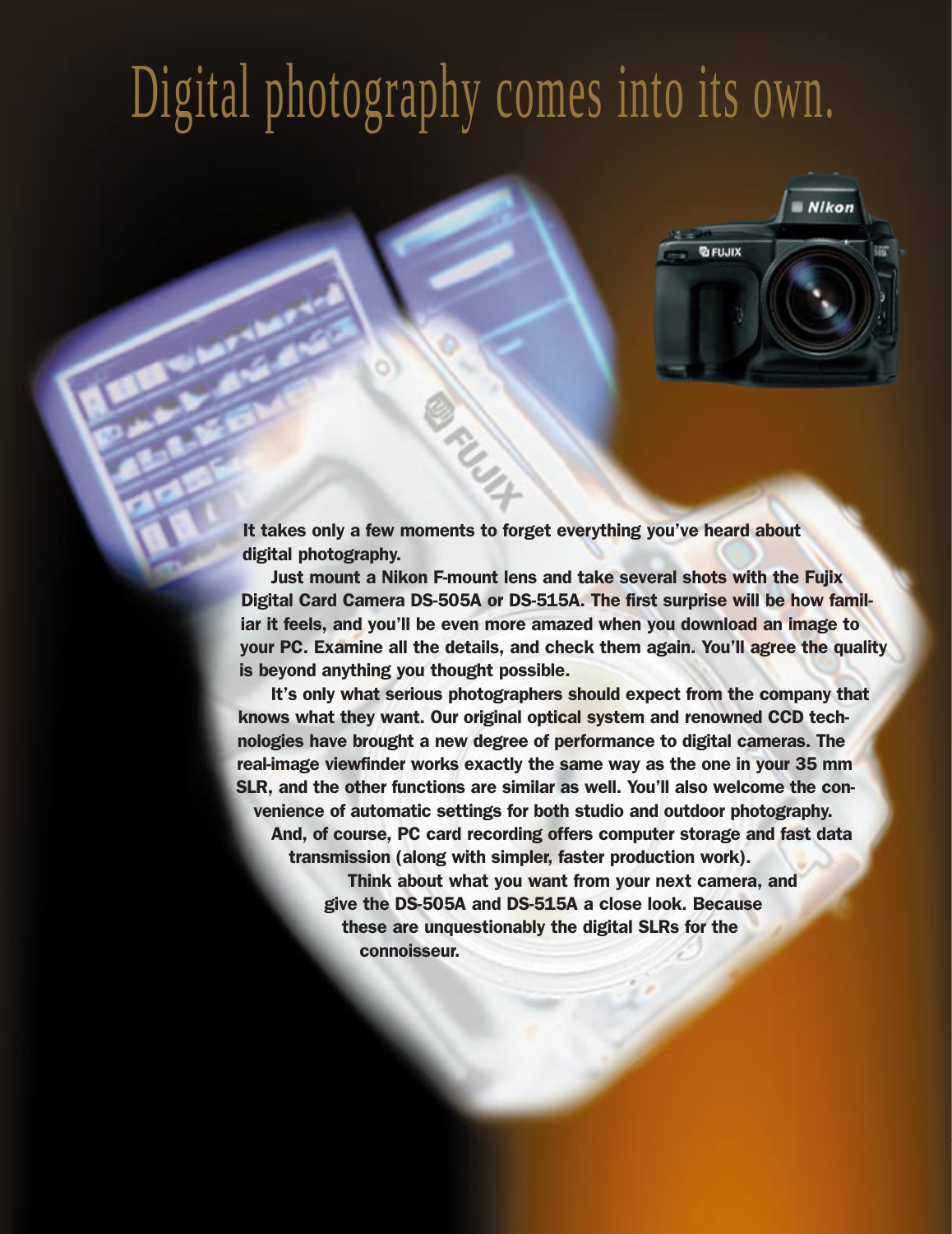# Digital photography comes into its own.

**It takes only a few moments to forget everything you've heard about digital photography.**

**Just mount a Nikon F-mount lens and take several shots with the Fujix Digital Card Camera DS-505A or DS-515A. The first surprise will be how familiar it feels, and you'll be even more amazed when you download an image to your PC. Examine all the details, and check them again. You'll agree the quality is beyond anything you thought possible.**

**It's only what serious photographers should expect from the company that knows what they want. Our original optical system and renowned CCD technologies have brought a new degree of performance to digital cameras. The real-image viewfinder works exactly the same way as the one in your 35 mm SLR, and the other functions are similar as well. You'll also welcome the convenience of automatic settings for both studio and outdoor photography.**

**And, of course, PC card recording offers computer storage and fast data transmission (along with simpler, faster production work).**

**Think about what you want from your next camera, and give the DS-505A and DS-515A a close look. Because these are unquestionably the digital SLRs for the connoisseur.**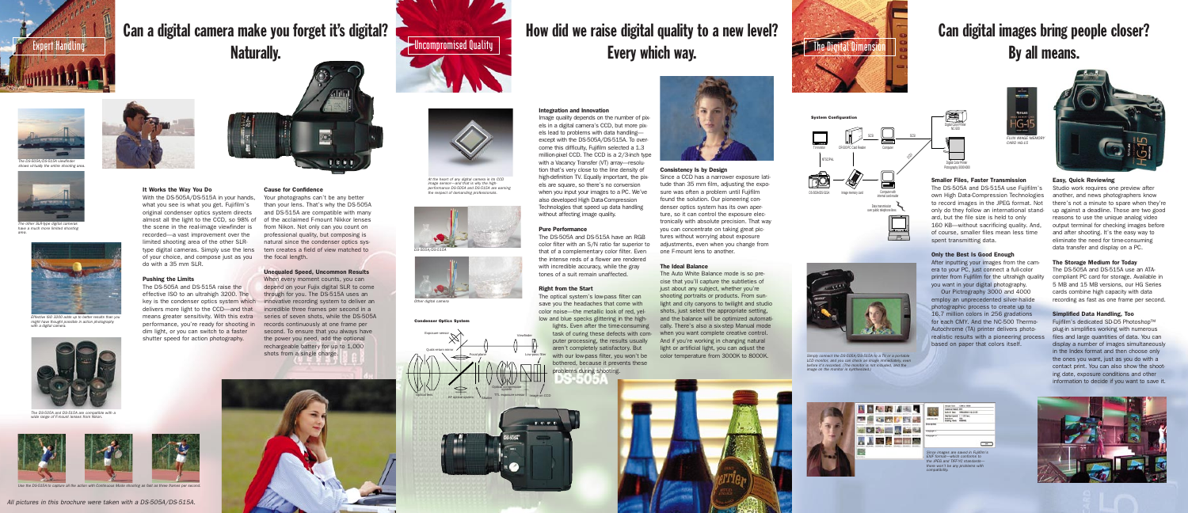Expert Handling

# Can a digital camera make you forget it's digital? Naturally.

*The DS-505A/DS-515A viewfinder shows virtually the entire shooting area.*

*The other SLR-type digital cameras have a much more limited shooting area.*

*Effective ISO 3200 adds up to better results than you might have thought possible in action photography with a digital camera.*

*The DS-505A and DS-515A are compatible with a wide range of F-mount lenses from Nikon.*

*Use the DS-515A to capture all the action with Continuous Mode shooting at fast as three frames per second.*

### It Works the Way You Do

With the DS-505A/DS-515A in your hands, what you see is what you get. Fujifilm's original condenser optics system directs almost all the light to the CCD, so 98% of the scene in the real-image viewfinder is recorded—a vast improvement over the limited shooting area of the other SLR-type digital cameras. Simply use the lens of your choice, and compose just as you do with a 35 mm SLR.

### Pushing the Limits

The DS-505A and DS-515A raise the effective ISO to an ultrahigh 3200. The key is the condenser optics system which delivers more light to the CCD—and that means greater sensitivity. With this extra performance, you're ready for shooting in dim light, or you can switch to a faster shutter speed for action photography.

### Cause for Confidence

Your photographs can't be any better than your lens. That's why the DS-505A and DS-515A are compatible with many of the acclaimed F-mount Nikkor lenses from Nikon. Not only can you count on professional quality, but composing is natural since the condenser optics system creates a field of view matched to the focal length.

### Unequaled Speed, Uncommon Results

When every moment counts, you can depend on your Fujix digital SLR to come through for you. The DS-515A uses an innovative recording system to deliver an incredible three frames per second in a series of seven shots, while the DS-505A records continuously at one frame per second. To ensure that you always have the power you need, add the optional rechargeable battery for up to 1,000 shots from a single charge.

*All pictures in this brochure were taken with a DS-505A/DS-515A.*

Uncompromised Quality

# How did we raise digital quality to a new level? Every which way.

*At the heart of any digital camera is its CCD image sensor—and that is why the high performance DS-505A and DS-515A are earning the respect of demanding professionals.*

*DS-505A/DS-515A*

*Other digital camera*

**Condenser Optics System**

Exposure sensor · Quick-return mirror · Viewfinder · Focal plane · Low-pass filter · Optical lens · AF optical system · Shutter · Condenser/compensation system · TTL exposure sensor · Image on CCD

### Integration and Innovation

Image quality depends on the number of pixels in a digital camera's CCD, but more pixels lead to problems with data handling—except with the DS-505A/DS-515A. To overcome this difficulty, Fujifilm selected a 1.3 million-pixel CCD. The CCD is a 2/3-inch type with a Vacancy Transfer (VT) array—resolution that's very close to the line density of high-definition TV. Equally important, the pixels are square, so there's no conversion when you input your images to a PC. We've also developed High Data-Compression Technologies that speed up data handling without affecting image quality.

### Pure Performance

The DS-505A and DS-515A have an RGB color filter with an S/N ratio far superior to that of a complementary color filter. Even the intense reds of a flower are rendered with incredible accuracy, while the gray tones of a suit remain unaffected.

### Right from the Start

The optical system's low-pass filter can save you the headaches that come with color noise—the metallic look of red, yellow and blue specks glittering in the highlights. Even after the time-consuming task of curing these defects with computer processing, the results usually aren't completely satisfactory. But with our low-pass filter, you won't be bothered, because it prevents these problems during shooting.

### Consistency Is by Design

Since a CCD has a narrower exposure latitude than 35 mm film, adjusting the exposure was often a problem until Fujifilm found the solution. Our pioneering condenser optics system has its own aperture, so it can control the exposure electronically with absolute precision. That way you can concentrate on taking great pictures without worrying about exposure adjustments, even when you change from one F-mount lens to another.

### The Ideal Balance

The Auto White Balance mode is so precise that you'll capture the subtleties of just about any subject, whether you're shooting portraits or products. From sunlight and city canyons to twilight and studio shots, just select the appropriate setting, and the balance will be optimized automatically. There's also a six-step Manual mode when you want complete creative control. And if you're working in changing natural light or artificial light, you can adjust the color temperature from 3000K to 8000K.

The Digital Dimension

# Can digital images bring people closer? By all means.

**System Configuration**

TV monitor · NTSC/PAL · DS-505A/DS-515A · Image memory card · SCSI · DP-505 PC Card Reader · Computer · SCSI · Digital Color Printer NC-500 · Digital Color Printer Pictrography 3000/4000 · Computer with internal card reader · Data transmission over public telephone lines

*Simply connect the DS-505A/DS-515A to a TV or a portable LCD monitor, and you can check an image immediately, even before it's recorded. (The monitor is not included, and the image on the monitor is synthesized.)*

*Since images are saved in Fujifilm's EXIF format—which conforms to the JPEG and TIFF-YC standards—there won't be any problems with compatibility.*

### Smaller Files, Faster Transmission

The DS-505A and DS-515A use Fujifilm's own High Data-Compression Technologies to record images in the JPEG format. Not only do they follow an international standard, but the file size is held to only 160 KB—without sacrificing quality. And, of course, smaller files mean less time spent transmitting data.

### Only the Best Is Good Enough

After inputting your images from the camera to your PC, just connect a full-color printer from Fujifilm for the ultrahigh quality you want in your digital photography.

Our Pictrography 3000 and 4000 employ an unprecedented silver-halide photographic process to create up to 16.7 million colors in 256 gradations for each CMY. And the NC-500 Thermo-Autochrome (TA) printer delivers photo-realistic results with a pioneering process based on paper that colors itself.

*FUJIX IMAGE MEMORY CARD HG-15*

### Easy, Quick Reviewing

Studio work requires one preview after another, and news photographers know there's not a minute to spare when they're up against a deadline. Those are two good reasons to use the unique analog video output terminal for checking images before and after shooting. It's the easy way to eliminate the need for time-consuming data transfer and display on a PC.

### The Storage Medium for Today

The DS-505A and DS-515A use an ATA-compliant PC card for storage. Available in 5 MB and 15 MB versions, our HG Series cards combine high capacity with data recording as fast as one frame per second.

### Simplified Data Handling, Too

Fujifilm's dedicated SD-D5 Photoshop™ plug-in simplifies working with numerous files and large quantities of data. You can display a number of images simultaneously in the Index format and then choose only the ones you want, just as you do with a contact print. You can also show the shooting date, exposure conditions and other information to decide if you want to save it.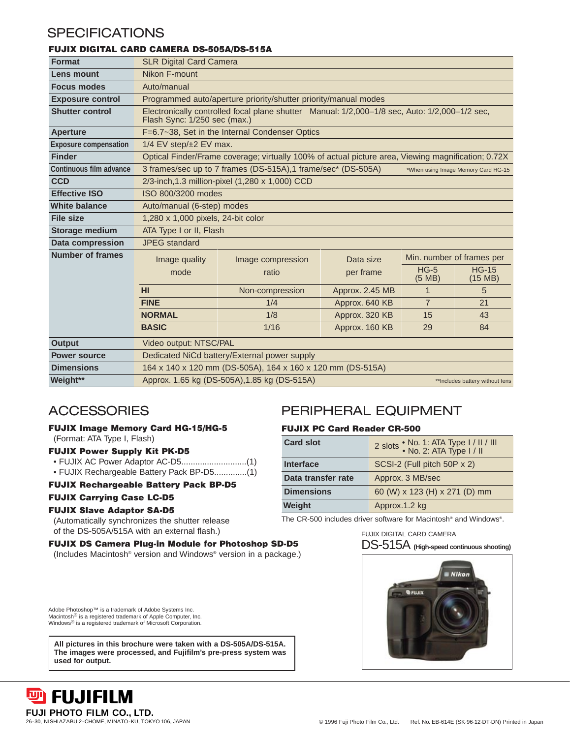# SPECIFICATIONS

### FUJIX DIGITAL CARD CAMERA DS-505A/DS-515A

| | |
|---|---|
| **Format** | SLR Digital Card Camera |
| **Lens mount** | Nikon F-mount |
| **Focus modes** | Auto/manual |
| **Exposure control** | Programmed auto/aperture priority/shutter priority/manual modes |
| **Shutter control** | Electronically controlled focal plane shutter Manual: 1/2,000–1/8 sec, Auto: 1/2,000–1/2 sec, Flash Sync: 1/250 sec (max.) |
| **Aperture** | F=6.7~38, Set in the Internal Condenser Optics |
| **Exposure compensation** | 1/4 EV step/±2 EV max. |
| **Finder** | Optical Finder/Frame coverage; virtually 100% of actual picture area, Viewing magnification; 0.72X |
| **Continuous film advance** | 3 frames/sec up to 7 frames (DS-515A),1 frame/sec* (DS-505A) *When using Image Memory Card HG-15 |
| **CCD** | 2/3-inch,1.3 million-pixel (1,280 x 1,000) CCD |
| **Effective ISO** | ISO 800/3200 modes |
| **White balance** | Auto/manual (6-step) modes |
| **File size** | 1,280 x 1,000 pixels, 24-bit color |
| **Storage medium** | ATA Type I or II, Flash |
| **Data compression** | JPEG standard |

**Number of frames**

| Image quality mode | Image compression ratio | Data size per frame | Min. number of frames per HG-5 (5 MB) | Min. number of frames per HG-15 (15 MB) |
|---|---|---|---|---|
| **HI** | Non-compression | Approx. 2.45 MB | 1 | 5 |
| **FINE** | 1/4 | Approx. 640 KB | 7 | 21 |
| **NORMAL** | 1/8 | Approx. 320 KB | 15 | 43 |
| **BASIC** | 1/16 | Approx. 160 KB | 29 | 84 |

| | |
|---|---|
| **Output** | Video output: NTSC/PAL |
| **Power source** | Dedicated NiCd battery/External power supply |
| **Dimensions** | 164 x 140 x 120 mm (DS-505A), 164 x 160 x 120 mm (DS-515A) |
| **Weight**** | Approx. 1.65 kg (DS-505A),1.85 kg (DS-515A) **Includes battery without lens |

# ACCESSORIES

**FUJIX Image Memory Card HG-15/HG-5**
(Format: ATA Type I, Flash)

**FUJIX Power Supply Kit PK-D5**
- FUJIX AC Power Adaptor AC-D5............................(1)
- FUJIX Rechargeable Battery Pack BP-D5.............(1)

**FUJIX Rechargeable Battery Pack BP-D5**

**FUJIX Carrying Case LC-D5**

**FUJIX Slave Adaptor SA-D5**
(Automatically synchronizes the shutter release of the DS-505A/515A with an external flash.)

**FUJIX DS Camera Plug-in Module for Photoshop SD-D5**
(Includes Macintosh® version and Windows® version in a package.)

# PERIPHERAL EQUIPMENT

### FUJIX PC Card Reader CR-500

| | |
|---|---|
| **Card slot** | 2 slots • No. 1: ATA Type I / II / III • No. 2: ATA Type I / II |
| **Interface** | SCSI-2 (Full pitch 50P x 2) |
| **Data transfer rate** | Approx. 3 MB/sec |
| **Dimensions** | 60 (W) x 123 (H) x 271 (D) mm |
| **Weight** | Approx.1.2 kg |

The CR-500 includes driver software for Macintosh® and Windows®.

FUJIX DIGITAL CARD CAMERA
DS-515A **(High-speed continuous shooting)**

Adobe Photoshop™ is a trademark of Adobe Systems Inc.
Macintosh® is a registered trademark of Apple Computer, Inc.
Windows® is a registered trademark of Microsoft Corporation.

**All pictures in this brochure were taken with a DS-505A/DS-515A. The images were processed, and Fujifilm's pre-press system was used for output.**

**FUJIFILM**
**FUJI PHOTO FILM CO., LTD.**
26-30, NISHIAZABU 2-CHOME, MINATO-KU, TOKYO 106, JAPAN

© 1996 Fuji Photo Film Co., Ltd. Ref. No. EB-614E (SK·96·12·DT·DN) Printed in Japan